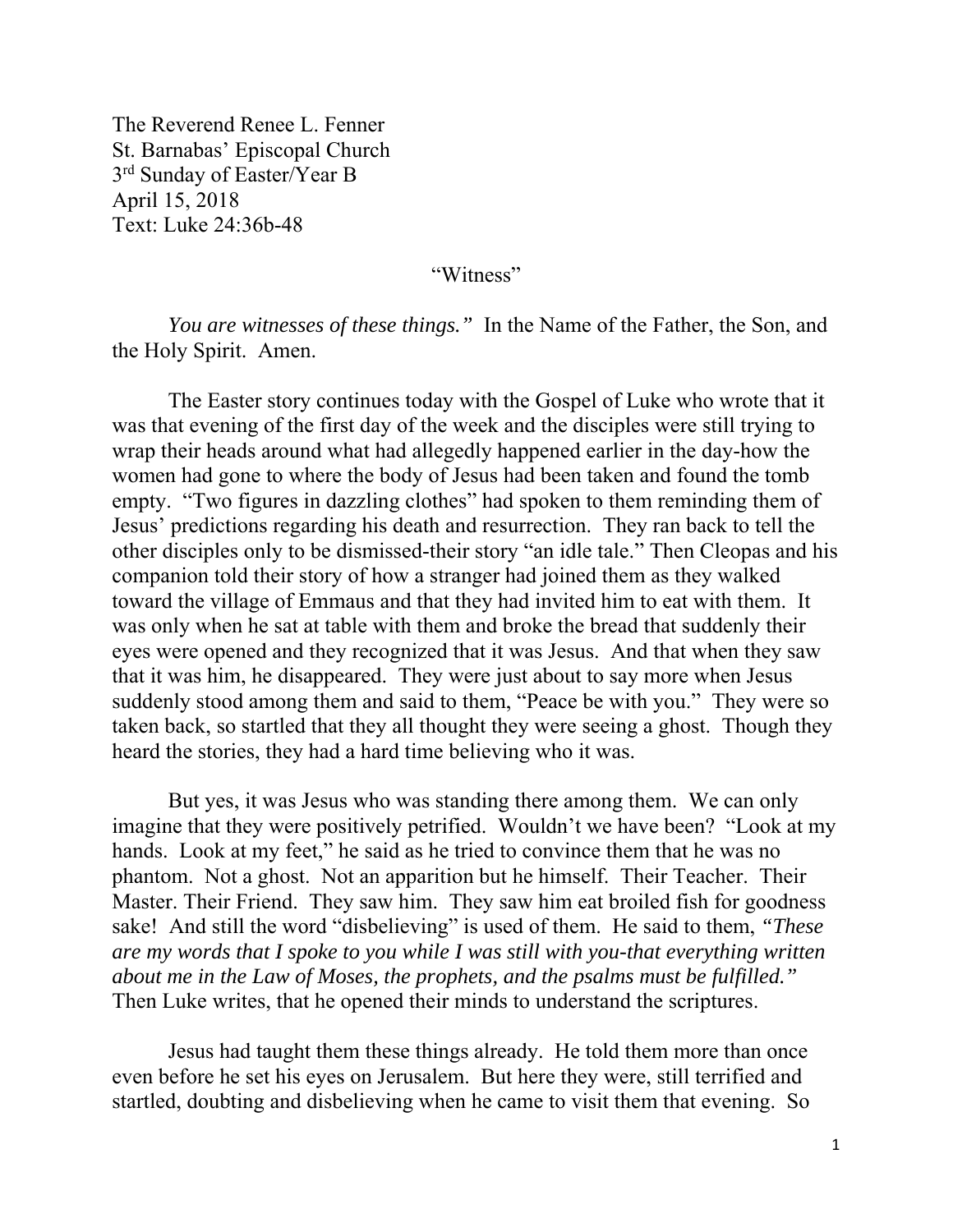The Reverend Renee L. Fenner
St. Barnabas' Episcopal Church
3rd Sunday of Easter/Year B
April 15, 2018
Text: Luke 24:36b-48

"Witness"

*You are witnesses of these things."* In the Name of the Father, the Son, and the Holy Spirit. Amen.

The Easter story continues today with the Gospel of Luke who wrote that it was that evening of the first day of the week and the disciples were still trying to wrap their heads around what had allegedly happened earlier in the day-how the women had gone to where the body of Jesus had been taken and found the tomb empty. "Two figures in dazzling clothes" had spoken to them reminding them of Jesus' predictions regarding his death and resurrection. They ran back to tell the other disciples only to be dismissed-their story "an idle tale." Then Cleopas and his companion told their story of how a stranger had joined them as they walked toward the village of Emmaus and that they had invited him to eat with them. It was only when he sat at table with them and broke the bread that suddenly their eyes were opened and they recognized that it was Jesus. And that when they saw that it was him, he disappeared. They were just about to say more when Jesus suddenly stood among them and said to them, "Peace be with you." They were so taken back, so startled that they all thought they were seeing a ghost. Though they heard the stories, they had a hard time believing who it was.

But yes, it was Jesus who was standing there among them. We can only imagine that they were positively petrified. Wouldn't we have been? "Look at my hands. Look at my feet," he said as he tried to convince them that he was no phantom. Not a ghost. Not an apparition but he himself. Their Teacher. Their Master. Their Friend. They saw him. They saw him eat broiled fish for goodness sake! And still the word "disbelieving" is used of them. He said to them, *"These are my words that I spoke to you while I was still with you-that everything written about me in the Law of Moses, the prophets, and the psalms must be fulfilled."* Then Luke writes, that he opened their minds to understand the scriptures.

Jesus had taught them these things already. He told them more than once even before he set his eyes on Jerusalem. But here they were, still terrified and startled, doubting and disbelieving when he came to visit them that evening. So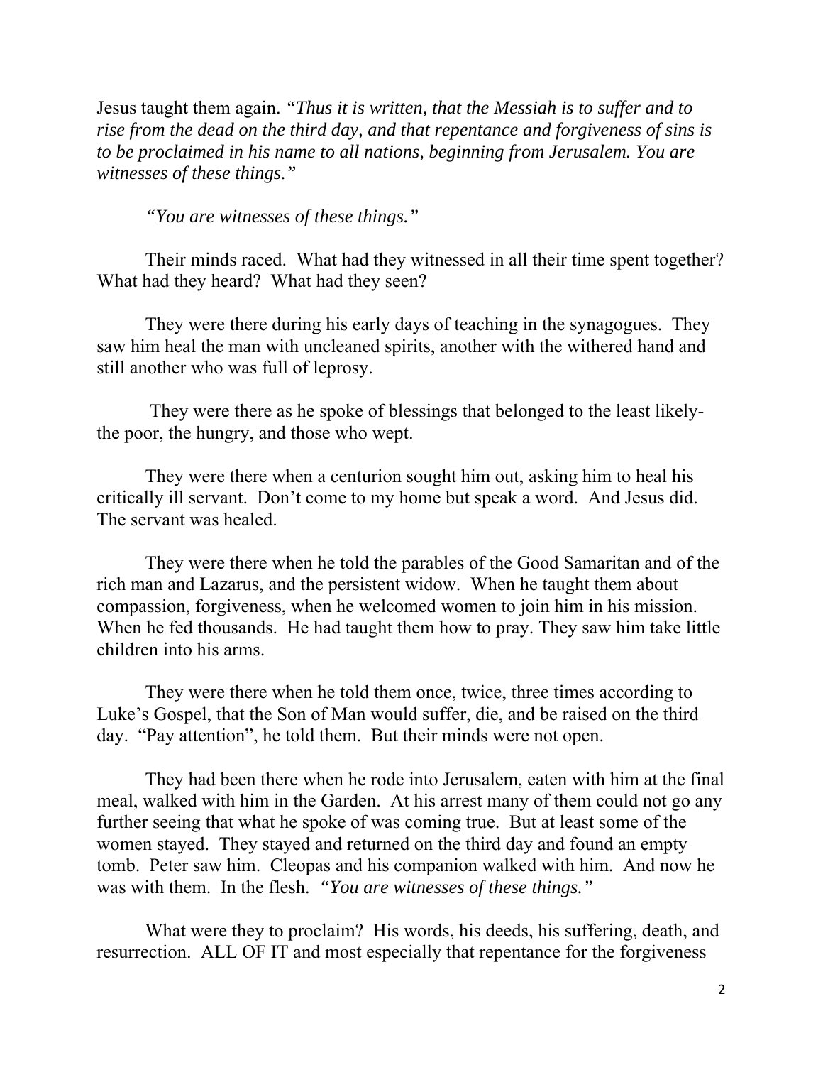Jesus taught them again. *"Thus it is written, that the Messiah is to suffer and to rise from the dead on the third day, and that repentance and forgiveness of sins is to be proclaimed in his name to all nations, beginning from Jerusalem. You are witnesses of these things."*

*"You are witnesses of these things."*

Their minds raced. What had they witnessed in all their time spent together? What had they heard? What had they seen?

They were there during his early days of teaching in the synagogues. They saw him heal the man with uncleaned spirits, another with the withered hand and still another who was full of leprosy.

They were there as he spoke of blessings that belonged to the least likely- the poor, the hungry, and those who wept.

They were there when a centurion sought him out, asking him to heal his critically ill servant. Don't come to my home but speak a word. And Jesus did. The servant was healed.

They were there when he told the parables of the Good Samaritan and of the rich man and Lazarus, and the persistent widow. When he taught them about compassion, forgiveness, when he welcomed women to join him in his mission. When he fed thousands. He had taught them how to pray. They saw him take little children into his arms.

They were there when he told them once, twice, three times according to Luke's Gospel, that the Son of Man would suffer, die, and be raised on the third day. "Pay attention", he told them. But their minds were not open.

They had been there when he rode into Jerusalem, eaten with him at the final meal, walked with him in the Garden. At his arrest many of them could not go any further seeing that what he spoke of was coming true. But at least some of the women stayed. They stayed and returned on the third day and found an empty tomb. Peter saw him. Cleopas and his companion walked with him. And now he was with them. In the flesh. *"You are witnesses of these things."*

What were they to proclaim? His words, his deeds, his suffering, death, and resurrection. ALL OF IT and most especially that repentance for the forgiveness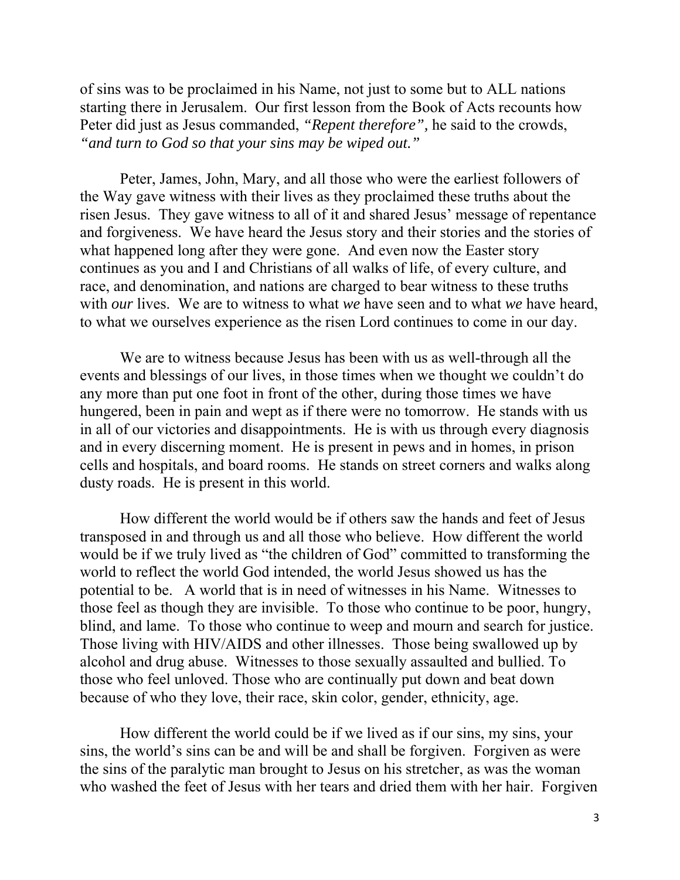of sins was to be proclaimed in his Name, not just to some but to ALL nations starting there in Jerusalem. Our first lesson from the Book of Acts recounts how Peter did just as Jesus commanded, *"Repent therefore"*, he said to the crowds, *"and turn to God so that your sins may be wiped out."*

Peter, James, John, Mary, and all those who were the earliest followers of the Way gave witness with their lives as they proclaimed these truths about the risen Jesus. They gave witness to all of it and shared Jesus' message of repentance and forgiveness. We have heard the Jesus story and their stories and the stories of what happened long after they were gone. And even now the Easter story continues as you and I and Christians of all walks of life, of every culture, and race, and denomination, and nations are charged to bear witness to these truths with *our* lives. We are to witness to what *we* have seen and to what *we* have heard, to what we ourselves experience as the risen Lord continues to come in our day.

We are to witness because Jesus has been with us as well-through all the events and blessings of our lives, in those times when we thought we couldn't do any more than put one foot in front of the other, during those times we have hungered, been in pain and wept as if there were no tomorrow. He stands with us in all of our victories and disappointments. He is with us through every diagnosis and in every discerning moment. He is present in pews and in homes, in prison cells and hospitals, and board rooms. He stands on street corners and walks along dusty roads. He is present in this world.

How different the world would be if others saw the hands and feet of Jesus transposed in and through us and all those who believe. How different the world would be if we truly lived as "the children of God" committed to transforming the world to reflect the world God intended, the world Jesus showed us has the potential to be. A world that is in need of witnesses in his Name. Witnesses to those feel as though they are invisible. To those who continue to be poor, hungry, blind, and lame. To those who continue to weep and mourn and search for justice. Those living with HIV/AIDS and other illnesses. Those being swallowed up by alcohol and drug abuse. Witnesses to those sexually assaulted and bullied. To those who feel unloved. Those who are continually put down and beat down because of who they love, their race, skin color, gender, ethnicity, age.

How different the world could be if we lived as if our sins, my sins, your sins, the world's sins can be and will be and shall be forgiven. Forgiven as were the sins of the paralytic man brought to Jesus on his stretcher, as was the woman who washed the feet of Jesus with her tears and dried them with her hair. Forgiven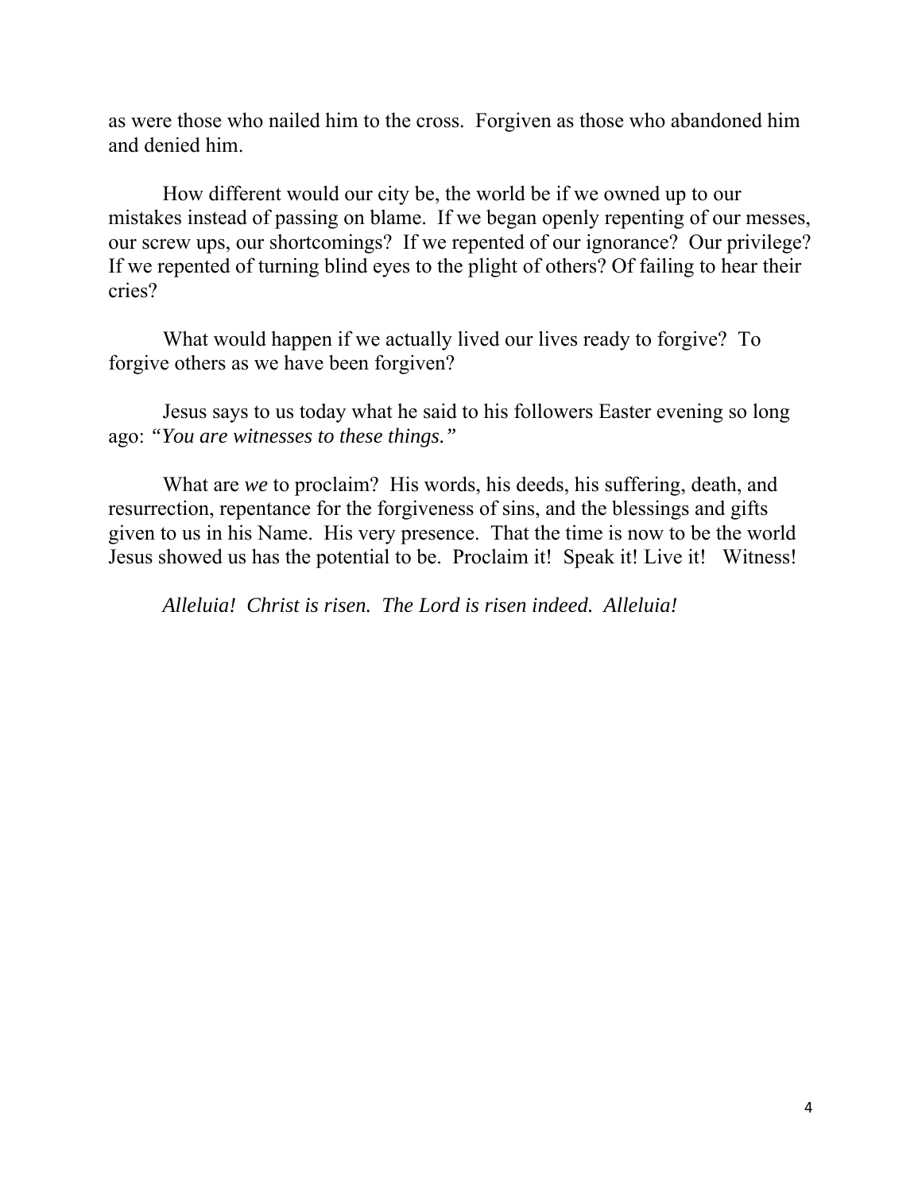as were those who nailed him to the cross. Forgiven as those who abandoned him and denied him.

How different would our city be, the world be if we owned up to our mistakes instead of passing on blame. If we began openly repenting of our messes, our screw ups, our shortcomings? If we repented of our ignorance? Our privilege? If we repented of turning blind eyes to the plight of others? Of failing to hear their cries?

What would happen if we actually lived our lives ready to forgive? To forgive others as we have been forgiven?

Jesus says to us today what he said to his followers Easter evening so long ago: *"You are witnesses to these things."*

What are *we* to proclaim? His words, his deeds, his suffering, death, and resurrection, repentance for the forgiveness of sins, and the blessings and gifts given to us in his Name. His very presence. That the time is now to be the world Jesus showed us has the potential to be. Proclaim it! Speak it! Live it! Witness!

*Alleluia! Christ is risen. The Lord is risen indeed. Alleluia!*